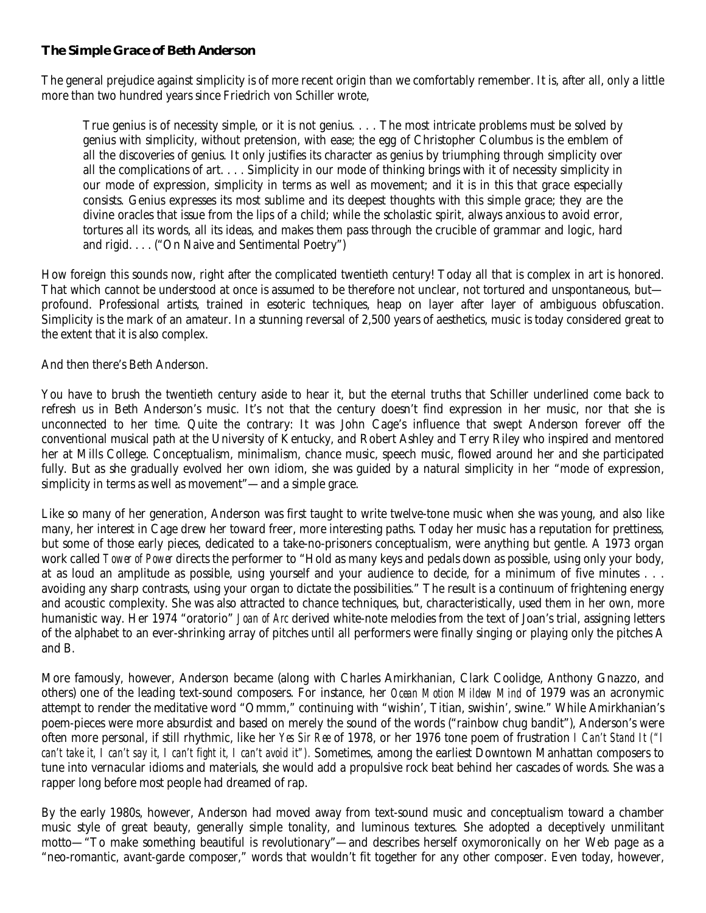**The Simple Grace of Beth Anderson**

The general prejudice against simplicity is of more recent origin than we comfortably remember. It is, after all, only a little more than two hundred years since Friedrich von Schiller wrote,

> True genius is of necessity simple, or it is not genius. . . . The most intricate problems must be solved by genius with simplicity, without pretension, with ease; the egg of Christopher Columbus is the emblem of all the discoveries of genius. It only justifies its character as genius by triumphing through simplicity over all the complications of art. . . . Simplicity in our mode of thinking brings with it of necessity simplicity in our mode of expression, simplicity in terms as well as movement; and it is in this that grace especially consists. Genius expresses its most sublime and its deepest thoughts with this simple grace; they are the divine oracles that issue from the lips of a child; while the scholastic spirit, always anxious to avoid error, tortures all its words, all its ideas, and makes them pass through the crucible of grammar and logic, hard and rigid. . . . ("On Naive and Sentimental Poetry")

How foreign this sounds now, right after the complicated twentieth century! Today all that is complex in art is honored. That which cannot be understood at once is assumed to be therefore not unclear, not tortured and unspontaneous, but—profound. Professional artists, trained in esoteric techniques, heap on layer after layer of ambiguous obfuscation. Simplicity is the mark of an amateur. In a stunning reversal of 2,500 years of aesthetics, music is today considered great to the extent that it is also complex.

And then there's Beth Anderson.

You have to brush the twentieth century aside to hear it, but the eternal truths that Schiller underlined come back to refresh us in Beth Anderson's music. It's not that the century doesn't find expression in her music, nor that she is unconnected to her time. Quite the contrary: It was John Cage's influence that swept Anderson forever off the conventional musical path at the University of Kentucky, and Robert Ashley and Terry Riley who inspired and mentored her at Mills College. Conceptualism, minimalism, chance music, speech music, flowed around her and she participated fully. But as she gradually evolved her own idiom, she was guided by a natural simplicity in her "mode of expression, simplicity in terms as well as movement"—and a simple grace.

Like so many of her generation, Anderson was first taught to write twelve-tone music when she was young, and also like many, her interest in Cage drew her toward freer, more interesting paths. Today her music has a reputation for prettiness, but some of those early pieces, dedicated to a take-no-prisoners conceptualism, were anything but gentle. A 1973 organ work called *Tower of Power* directs the performer to "Hold as many keys and pedals down as possible, using only your body, at as loud an amplitude as possible, using yourself and your audience to decide, for a minimum of five minutes . . . avoiding any sharp contrasts, using your organ to dictate the possibilities." The result is a continuum of frightening energy and acoustic complexity. She was also attracted to chance techniques, but, characteristically, used them in her own, more humanistic way. Her 1974 "oratorio" *Joan of Arc* derived white-note melodies from the text of Joan's trial, assigning letters of the alphabet to an ever-shrinking array of pitches until all performers were finally singing or playing only the pitches A and B.

More famously, however, Anderson became (along with Charles Amirkhanian, Clark Coolidge, Anthony Gnazzo, and others) one of the leading text-sound composers. For instance, her *Ocean Motion Mildew Mind* of 1979 was an acronymic attempt to render the meditative word "Ommm," continuing with "wishin', Titian, swishin', swine." While Amirkhanian's poem-pieces were more absurdist and based on merely the sound of the words ("rainbow chug bandit"), Anderson's were often more personal, if still rhythmic, like her *Yes Sir Ree* of 1978, or her 1976 tone poem of frustration *I Can't Stand It ("I can't take it, I can't say it, I can't fight it, I can't avoid it").* Sometimes, among the earliest Downtown Manhattan composers to tune into vernacular idioms and materials, she would add a propulsive rock beat behind her cascades of words. She was a rapper long before most people had dreamed of rap.

By the early 1980s, however, Anderson had moved away from text-sound music and conceptualism toward a chamber music style of great beauty, generally simple tonality, and luminous textures. She adopted a deceptively unmilitant motto—"To make something beautiful is revolutionary"—and describes herself oxymoronically on her Web page as a "neo-romantic, avant-garde composer," words that wouldn't fit together for any other composer. Even today, however,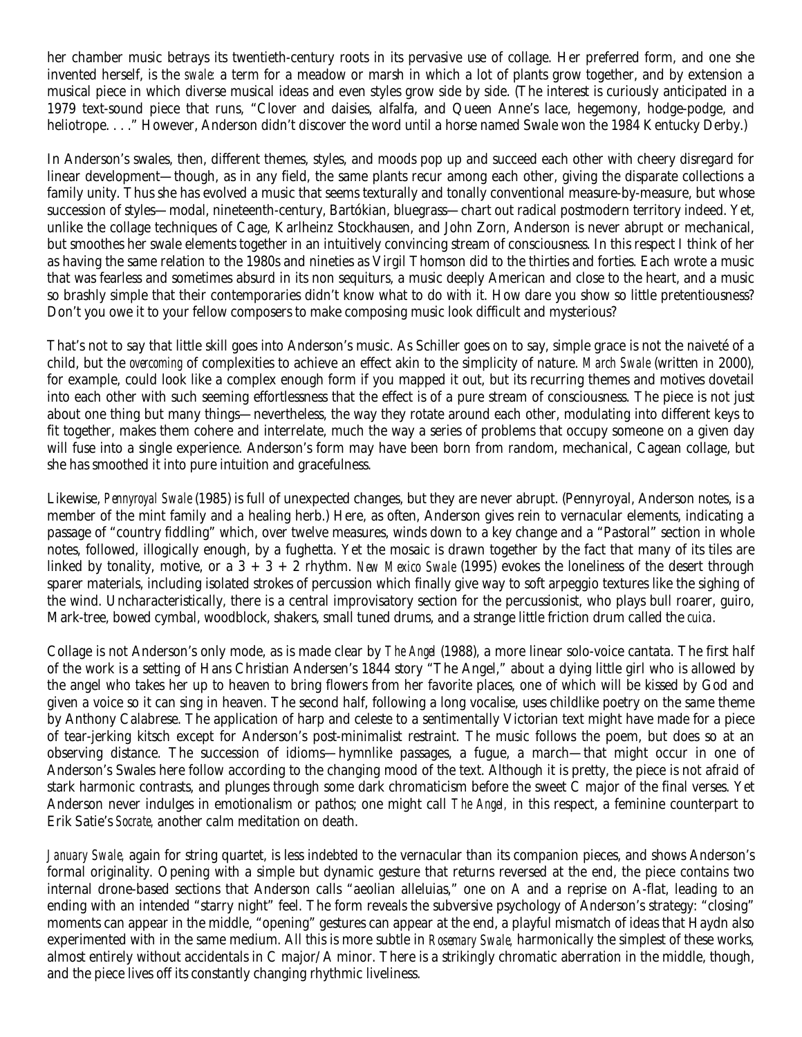her chamber music betrays its twentieth-century roots in its pervasive use of collage. Her preferred form, and one she invented herself, is the *swale*: a term for a meadow or marsh in which a lot of plants grow together, and by extension a musical piece in which diverse musical ideas and even styles grow side by side. (The interest is curiously anticipated in a 1979 text-sound piece that runs, "Clover and daisies, alfalfa, and Queen Anne's lace, hegemony, hodge-podge, and heliotrope. . . ." However, Anderson didn't discover the word until a horse named Swale won the 1984 Kentucky Derby.)

In Anderson's swales, then, different themes, styles, and moods pop up and succeed each other with cheery disregard for linear development—though, as in any field, the same plants recur among each other, giving the disparate collections a family unity. Thus she has evolved a music that seems texturally and tonally conventional measure-by-measure, but whose succession of styles—modal, nineteenth-century, Bartókian, bluegrass—chart out radical postmodern territory indeed. Yet, unlike the collage techniques of Cage, Karlheinz Stockhausen, and John Zorn, Anderson is never abrupt or mechanical, but smoothes her swale elements together in an intuitively convincing stream of consciousness. In this respect I think of her as having the same relation to the 1980s and nineties as Virgil Thomson did to the thirties and forties. Each wrote a music that was fearless and sometimes absurd in its non sequiturs, a music deeply American and close to the heart, and a music so brashly simple that their contemporaries didn't know what to do with it. How dare you show so little pretentiousness? Don't you owe it to your fellow composers to make composing music look difficult and mysterious?

That's not to say that little skill goes into Anderson's music. As Schiller goes on to say, simple grace is not the naiveté of a child, but the *overcoming* of complexities to achieve an effect akin to the simplicity of nature. *March Swale* (written in 2000), for example, could look like a complex enough form if you mapped it out, but its recurring themes and motives dovetail into each other with such seeming effortlessness that the effect is of a pure stream of consciousness. The piece is not just about one thing but many things—nevertheless, the way they rotate around each other, modulating into different keys to fit together, makes them cohere and interrelate, much the way a series of problems that occupy someone on a given day will fuse into a single experience. Anderson's form may have been born from random, mechanical, Cagean collage, but she has smoothed it into pure intuition and gracefulness.

Likewise, *Pennyroyal Swale* (1985) is full of unexpected changes, but they are never abrupt. (Pennyroyal, Anderson notes, is a member of the mint family and a healing herb.) Here, as often, Anderson gives rein to vernacular elements, indicating a passage of "country fiddling" which, over twelve measures, winds down to a key change and a "Pastoral" section in whole notes, followed, illogically enough, by a fughetta. Yet the mosaic is drawn together by the fact that many of its tiles are linked by tonality, motive, or a 3 + 3 + 2 rhythm. *New Mexico Swale* (1995) evokes the loneliness of the desert through sparer materials, including isolated strokes of percussion which finally give way to soft arpeggio textures like the sighing of the wind. Uncharacteristically, there is a central improvisatory section for the percussionist, who plays bull roarer, guiro, Mark-tree, bowed cymbal, woodblock, shakers, small tuned drums, and a strange little friction drum called the *cuica*.

Collage is not Anderson's only mode, as is made clear by *The Angel* (1988), a more linear solo-voice cantata. The first half of the work is a setting of Hans Christian Andersen's 1844 story "The Angel," about a dying little girl who is allowed by the angel who takes her up to heaven to bring flowers from her favorite places, one of which will be kissed by God and given a voice so it can sing in heaven. The second half, following a long vocalise, uses childlike poetry on the same theme by Anthony Calabrese. The application of harp and celeste to a sentimentally Victorian text might have made for a piece of tear-jerking kitsch except for Anderson's post-minimalist restraint. The music follows the poem, but does so at an observing distance. The succession of idioms—hymnlike passages, a fugue, a march—that might occur in one of Anderson's Swales here follow according to the changing mood of the text. Although it is pretty, the piece is not afraid of stark harmonic contrasts, and plunges through some dark chromaticism before the sweet C major of the final verses. Yet Anderson never indulges in emotionalism or pathos; one might call *The Angel*, in this respect, a feminine counterpart to Erik Satie's *Socrate*, another calm meditation on death.

*January Swale*, again for string quartet, is less indebted to the vernacular than its companion pieces, and shows Anderson's formal originality. Opening with a simple but dynamic gesture that returns reversed at the end, the piece contains two internal drone-based sections that Anderson calls "aeolian alleluias," one on A and a reprise on A-flat, leading to an ending with an intended "starry night" feel. The form reveals the subversive psychology of Anderson's strategy: "closing" moments can appear in the middle, "opening" gestures can appear at the end, a playful mismatch of ideas that Haydn also experimented with in the same medium. All this is more subtle in *Rosemary Swale*, harmonically the simplest of these works, almost entirely without accidentals in C major/A minor. There is a strikingly chromatic aberration in the middle, though, and the piece lives off its constantly changing rhythmic liveliness.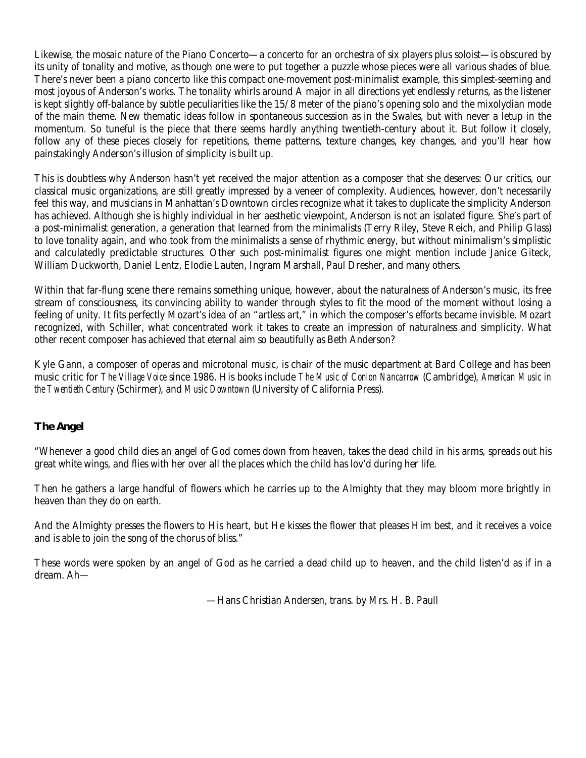Likewise, the mosaic nature of the Piano Concerto—a concerto for an orchestra of six players plus soloist—is obscured by its unity of tonality and motive, as though one were to put together a puzzle whose pieces were all various shades of blue. There's never been a piano concerto like this compact one-movement post-minimalist example, this simplest-seeming and most joyous of Anderson's works. The tonality whirls around A major in all directions yet endlessly returns, as the listener is kept slightly off-balance by subtle peculiarities like the 15/8 meter of the piano's opening solo and the mixolydian mode of the main theme. New thematic ideas follow in spontaneous succession as in the Swales, but with never a letup in the momentum. So tuneful is the piece that there seems hardly anything twentieth-century about it. But follow it closely, follow any of these pieces closely for repetitions, theme patterns, texture changes, key changes, and you'll hear how painstakingly Anderson's illusion of simplicity is built up.

This is doubtless why Anderson hasn't yet received the major attention as a composer that she deserves: Our critics, our classical music organizations, are still greatly impressed by a veneer of complexity. Audiences, however, don't necessarily feel this way, and musicians in Manhattan's Downtown circles recognize what it takes to duplicate the simplicity Anderson has achieved. Although she is highly individual in her aesthetic viewpoint, Anderson is not an isolated figure. She's part of a post-minimalist generation, a generation that learned from the minimalists (Terry Riley, Steve Reich, and Philip Glass) to love tonality again, and who took from the minimalists a sense of rhythmic energy, but without minimalism's simplistic and calculatedly predictable structures. Other such post-minimalist figures one might mention include Janice Giteck, William Duckworth, Daniel Lentz, Elodie Lauten, Ingram Marshall, Paul Dresher, and many others.

Within that far-flung scene there remains something unique, however, about the naturalness of Anderson's music, its free stream of consciousness, its convincing ability to wander through styles to fit the mood of the moment without losing a feeling of unity. It fits perfectly Mozart's idea of an "artless art," in which the composer's efforts became invisible. Mozart recognized, with Schiller, what concentrated work it takes to create an impression of naturalness and simplicity. What other recent composer has achieved that eternal aim so beautifully as Beth Anderson?

Kyle Gann, a composer of operas and microtonal music, is chair of the music department at Bard College and has been music critic for *The Village Voice* since 1986. His books include *The Music of Conlon Nancarrow* (Cambridge), *American Music in the Twentieth Century* (Schirmer), and *Music Downtown* (University of California Press).

**The Angel**

"Whenever a good child dies an angel of God comes down from heaven, takes the dead child in his arms, spreads out his great white wings, and flies with her over all the places which the child has lov'd during her life.

Then he gathers a large handful of flowers which he carries up to the Almighty that they may bloom more brightly in heaven than they do on earth.

And the Almighty presses the flowers to His heart, but He kisses the flower that pleases Him best, and it receives a voice and is able to join the song of the chorus of bliss."

These words were spoken by an angel of God as he carried a dead child up to heaven, and the child listen'd as if in a dream. Ah—

—Hans Christian Andersen, trans. by Mrs. H. B. Paull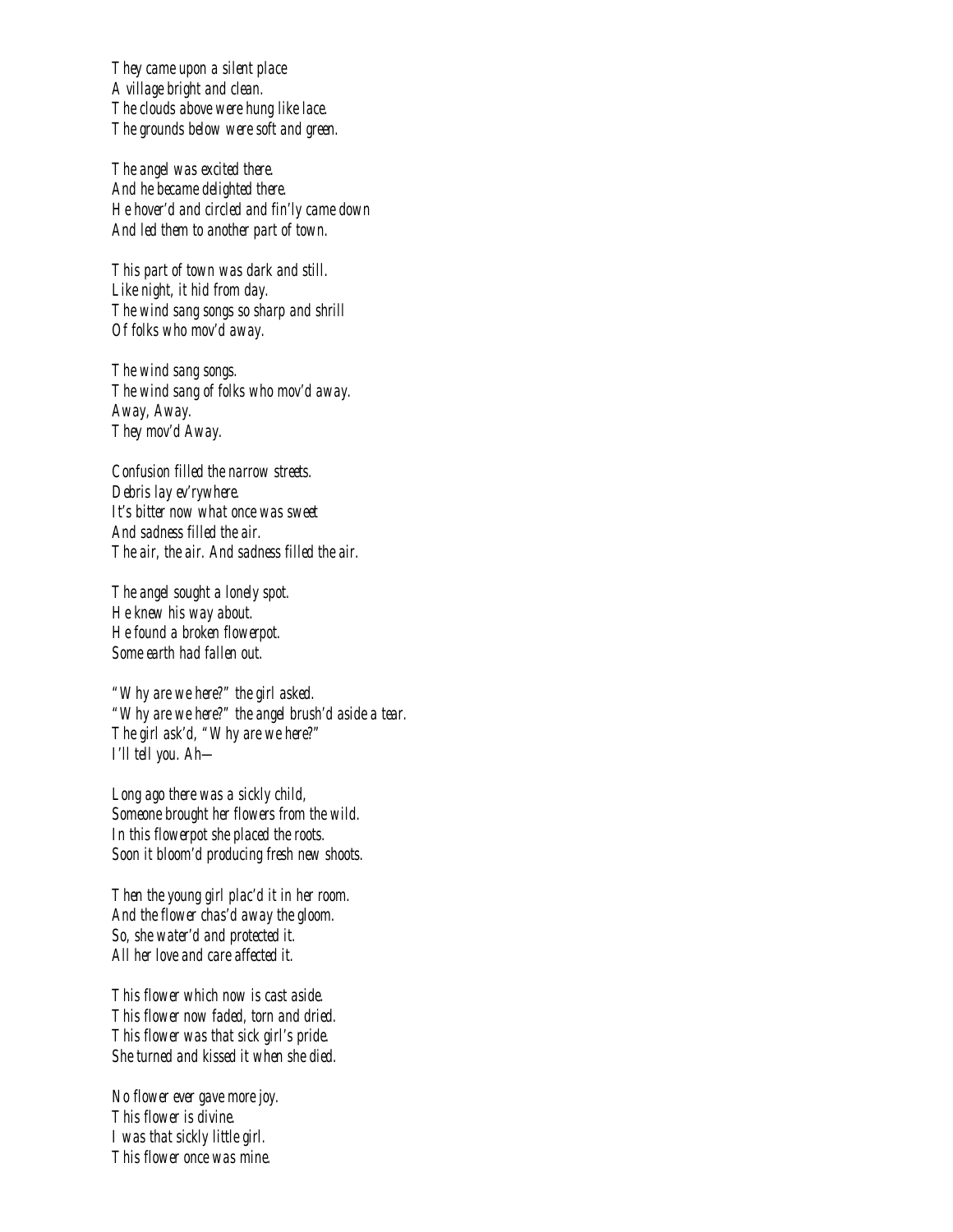*They came upon a silent place*  
*A village bright and clean.*  
*The clouds above were hung like lace.*  
*The grounds below were soft and green.*

*The angel was excited there.*  
*And he became delighted there.*  
*He hover'd and circled and fin'ly came down*  
*And led them to another part of town.*

*This part of town was dark and still.*  
*Like night, it hid from day.*  
*The wind sang songs so sharp and shrill*  
*Of folks who mov'd away.*

*The wind sang songs.*  
*The wind sang of folks who mov'd away.*  
*Away, Away.*  
*They mov'd Away.*

*Confusion filled the narrow streets.*  
*Debris lay ev'rywhere.*  
*It's bitter now what once was sweet*  
*And sadness filled the air.*  
*The air, the air. And sadness filled the air.*

*The angel sought a lonely spot.*  
*He knew his way about.*  
*He found a broken flowerpot.*  
*Some earth had fallen out.*

*"Why are we here?" the girl asked.*  
*"Why are we here?" the angel brush'd aside a tear.*  
*The girl ask'd, "Why are we here?"*  
*I'll tell you. Ah—*

*Long ago there was a sickly child,*  
*Someone brought her flowers from the wild.*  
*In this flowerpot she placed the roots.*  
*Soon it bloom'd producing fresh new shoots.*

*Then the young girl plac'd it in her room.*  
*And the flower chas'd away the gloom.*  
*So, she water'd and protected it.*  
*All her love and care affected it.*

*This flower which now is cast aside.*  
*This flower now faded, torn and dried.*  
*This flower was that sick girl's pride.*  
*She turned and kissed it when she died.*

*No flower ever gave more joy.*  
*This flower is divine.*  
*I was that sickly little girl.*  
*This flower once was mine.*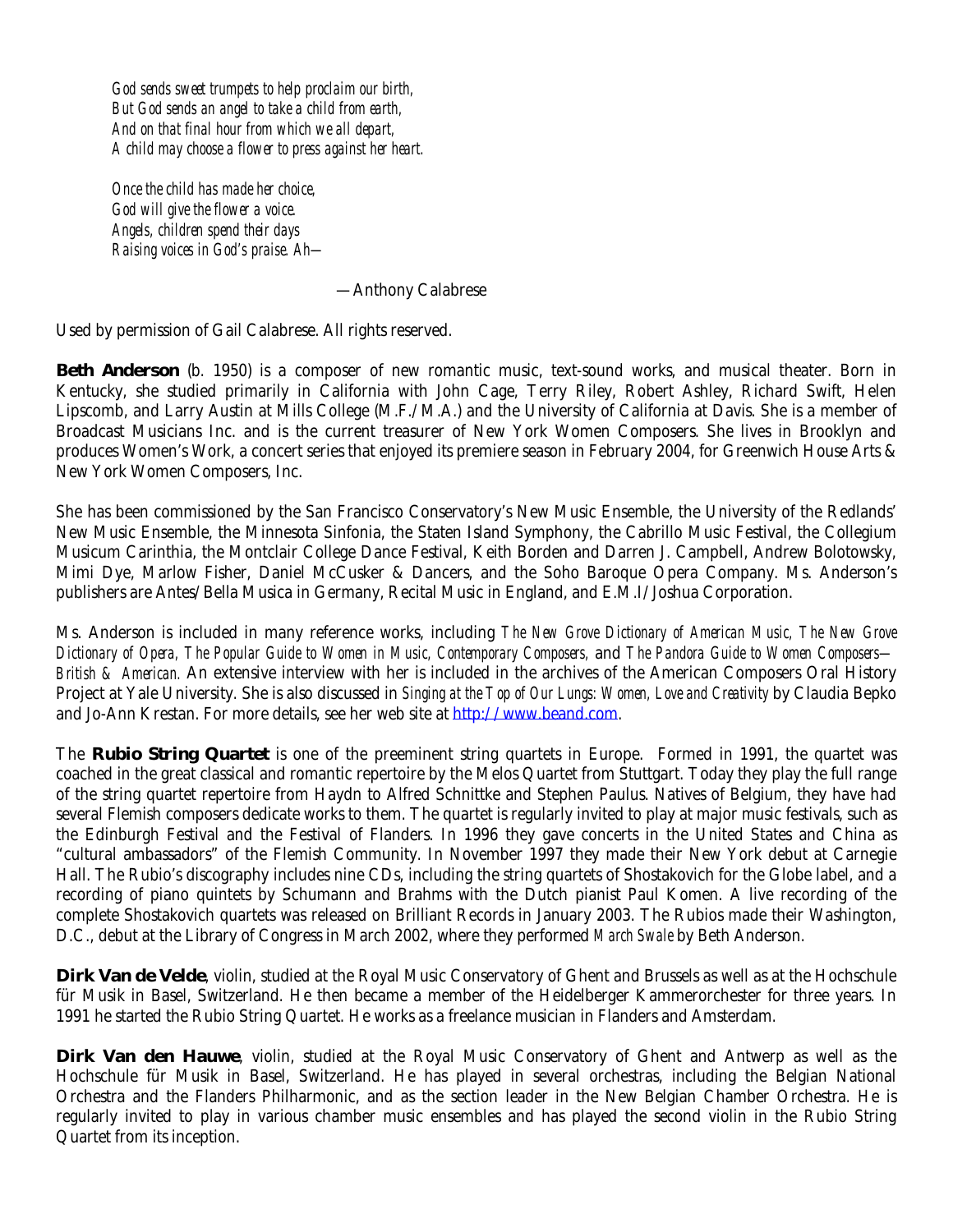*God sends sweet trumpets to help proclaim our birth,*
*But God sends an angel to take a child from earth,*
*And on that final hour from which we all depart,*
*A child may choose a flower to press against her heart.*

*Once the child has made her choice,*
*God will give the flower a voice.*
*Angels, children spend their days*
*Raising voices in God's praise. Ah—*

—Anthony Calabrese

Used by permission of Gail Calabrese. All rights reserved.

**Beth Anderson** (b. 1950) is a composer of new romantic music, text-sound works, and musical theater. Born in Kentucky, she studied primarily in California with John Cage, Terry Riley, Robert Ashley, Richard Swift, Helen Lipscomb, and Larry Austin at Mills College (M.F./M.A.) and the University of California at Davis. She is a member of Broadcast Musicians Inc. and is the current treasurer of New York Women Composers. She lives in Brooklyn and produces Women's Work, a concert series that enjoyed its premiere season in February 2004, for Greenwich House Arts & New York Women Composers, Inc.

She has been commissioned by the San Francisco Conservatory's New Music Ensemble, the University of the Redlands' New Music Ensemble, the Minnesota Sinfonia, the Staten Island Symphony, the Cabrillo Music Festival, the Collegium Musicum Carinthia, the Montclair College Dance Festival, Keith Borden and Darren J. Campbell, Andrew Bolotowsky, Mimi Dye, Marlow Fisher, Daniel McCusker & Dancers, and the Soho Baroque Opera Company. Ms. Anderson's publishers are Antes/Bella Musica in Germany, Recital Music in England, and E.M.I/Joshua Corporation.

Ms. Anderson is included in many reference works, including *The New Grove Dictionary of American Music, The New Grove Dictionary of Opera, The Popular Guide to Women in Music, Contemporary Composers,* and *The Pandora Guide to Women Composers—British & American.* An extensive interview with her is included in the archives of the American Composers Oral History Project at Yale University. She is also discussed in *Singing at the Top of Our Lungs: Women, Love and Creativity* by Claudia Bepko and Jo-Ann Krestan. For more details, see her web site at http://www.beand.com.

The **Rubio String Quartet** is one of the preeminent string quartets in Europe. Formed in 1991, the quartet was coached in the great classical and romantic repertoire by the Melos Quartet from Stuttgart. Today they play the full range of the string quartet repertoire from Haydn to Alfred Schnittke and Stephen Paulus. Natives of Belgium, they have had several Flemish composers dedicate works to them. The quartet is regularly invited to play at major music festivals, such as the Edinburgh Festival and the Festival of Flanders. In 1996 they gave concerts in the United States and China as "cultural ambassadors" of the Flemish Community. In November 1997 they made their New York debut at Carnegie Hall. The Rubio's discography includes nine CDs, including the string quartets of Shostakovich for the Globe label, and a recording of piano quintets by Schumann and Brahms with the Dutch pianist Paul Komen. A live recording of the complete Shostakovich quartets was released on Brilliant Records in January 2003. The Rubios made their Washington, D.C., debut at the Library of Congress in March 2002, where they performed *March Swale* by Beth Anderson.

**Dirk Van de Velde**, violin, studied at the Royal Music Conservatory of Ghent and Brussels as well as at the Hochschule für Musik in Basel, Switzerland. He then became a member of the Heidelberger Kammerorchester for three years. In 1991 he started the Rubio String Quartet. He works as a freelance musician in Flanders and Amsterdam.

**Dirk Van den Hauwe**, violin, studied at the Royal Music Conservatory of Ghent and Antwerp as well as the Hochschule für Musik in Basel, Switzerland. He has played in several orchestras, including the Belgian National Orchestra and the Flanders Philharmonic, and as the section leader in the New Belgian Chamber Orchestra. He is regularly invited to play in various chamber music ensembles and has played the second violin in the Rubio String Quartet from its inception.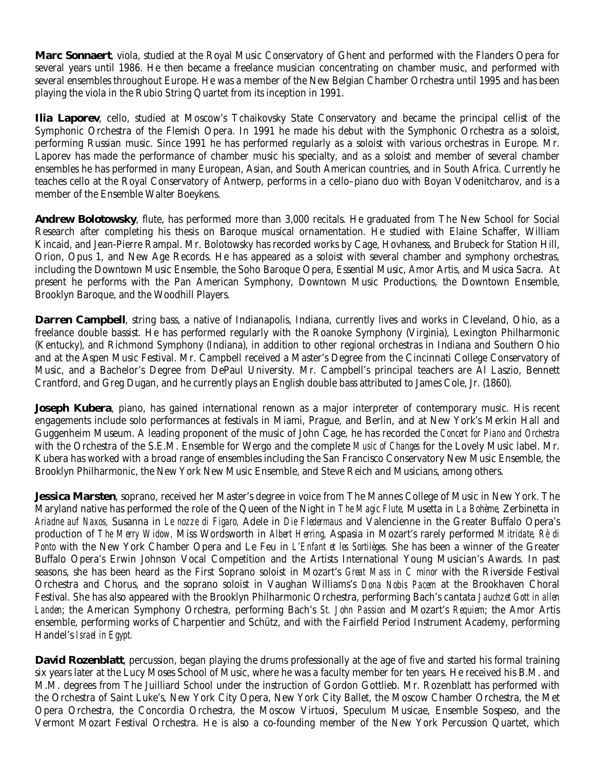**Marc Sonnaert**, viola, studied at the Royal Music Conservatory of Ghent and performed with the Flanders Opera for several years until 1986. He then became a freelance musician concentrating on chamber music, and performed with several ensembles throughout Europe. He was a member of the New Belgian Chamber Orchestra until 1995 and has been playing the viola in the Rubio String Quartet from its inception in 1991.

**Ilia Laporev**, cello, studied at Moscow's Tchaikovsky State Conservatory and became the principal cellist of the Symphonic Orchestra of the Flemish Opera. In 1991 he made his debut with the Symphonic Orchestra as a soloist, performing Russian music. Since 1991 he has performed regularly as a soloist with various orchestras in Europe. Mr. Laporev has made the performance of chamber music his specialty, and as a soloist and member of several chamber ensembles he has performed in many European, Asian, and South American countries, and in South Africa. Currently he teaches cello at the Royal Conservatory of Antwerp, performs in a cello–piano duo with Boyan Vodenitcharov, and is a member of the Ensemble Walter Boeykens.

**Andrew Bolotowsky**, flute, has performed more than 3,000 recitals. He graduated from The New School for Social Research after completing his thesis on Baroque musical ornamentation. He studied with Elaine Schaffer, William Kincaid, and Jean-Pierre Rampal. Mr. Bolotowsky has recorded works by Cage, Hovhaness, and Brubeck for Station Hill, Orion, Opus 1, and New Age Records. He has appeared as a soloist with several chamber and symphony orchestras, including the Downtown Music Ensemble, the Soho Baroque Opera, Essential Music, Amor Artis, and Musica Sacra. At present he performs with the Pan American Symphony, Downtown Music Productions, the Downtown Ensemble, Brooklyn Baroque, and the Woodhill Players.

**Darren Campbell**, string bass, a native of Indianapolis, Indiana, currently lives and works in Cleveland, Ohio, as a freelance double bassist. He has performed regularly with the Roanoke Symphony (Virginia), Lexington Philharmonic (Kentucky), and Richmond Symphony (Indiana), in addition to other regional orchestras in Indiana and Southern Ohio and at the Aspen Music Festival. Mr. Campbell received a Master's Degree from the Cincinnati College Conservatory of Music, and a Bachelor's Degree from DePaul University. Mr. Campbell's principal teachers are Al Laszio, Bennett Crantford, and Greg Dugan, and he currently plays an English double bass attributed to James Cole, Jr. (1860).

**Joseph Kubera**, piano, has gained international renown as a major interpreter of contemporary music. His recent engagements include solo performances at festivals in Miami, Prague, and Berlin, and at New York's Merkin Hall and Guggenheim Museum. A leading proponent of the music of John Cage, he has recorded the *Concert for Piano and Orchestra* with the Orchestra of the S.E.M. Ensemble for Wergo and the complete *Music of Changes* for the Lovely Music label. Mr. Kubera has worked with a broad range of ensembles including the San Francisco Conservatory New Music Ensemble, the Brooklyn Philharmonic, the New York New Music Ensemble, and Steve Reich and Musicians, among others.

**Jessica Marsten**, soprano, received her Master's degree in voice from The Mannes College of Music in New York. The Maryland native has performed the role of the Queen of the Night in *The Magic Flute*, Musetta in *La Bohème*, Zerbinetta in *Ariadne auf Naxos*, Susanna in *Le nozze di Figaro*, Adele in *Die Fledermaus* and Valencienne in the Greater Buffalo Opera's production of *The Merry Widow*, Miss Wordsworth in *Albert Herring*, Aspasia in Mozart's rarely performed *Mitridate, Rè di Ponto* with the New York Chamber Opera and Le Feu in *L'Enfant et les Sortilèges*. She has been a winner of the Greater Buffalo Opera's Erwin Johnson Vocal Competition and the Artists International Young Musician's Awards. In past seasons, she has been heard as the First Soprano soloist in Mozart's *Great Mass in C minor* with the Riverside Festival Orchestra and Chorus, and the soprano soloist in Vaughan Williams's *Dona Nobis Pacem* at the Brookhaven Choral Festival. She has also appeared with the Brooklyn Philharmonic Orchestra, performing Bach's cantata *Jauchzet Gott in allen Landen*; the American Symphony Orchestra, performing Bach's *St. John Passion* and Mozart's *Requiem*; the Amor Artis ensemble, performing works of Charpentier and Schütz, and with the Fairfield Period Instrument Academy, performing Handel's *Israel in Egypt*.

**David Rozenblatt**, percussion, began playing the drums professionally at the age of five and started his formal training six years later at the Lucy Moses School of Music, where he was a faculty member for ten years. He received his B.M. and M.M. degrees from The Juilliard School under the instruction of Gordon Gottlieb. Mr. Rozenblatt has performed with the Orchestra of Saint Luke's, New York City Opera, New York City Ballet, the Moscow Chamber Orchestra, the Met Opera Orchestra, the Concordia Orchestra, the Moscow Virtuosi, Speculum Musicae, Ensemble Sospeso, and the Vermont Mozart Festival Orchestra. He is also a co-founding member of the New York Percussion Quartet, which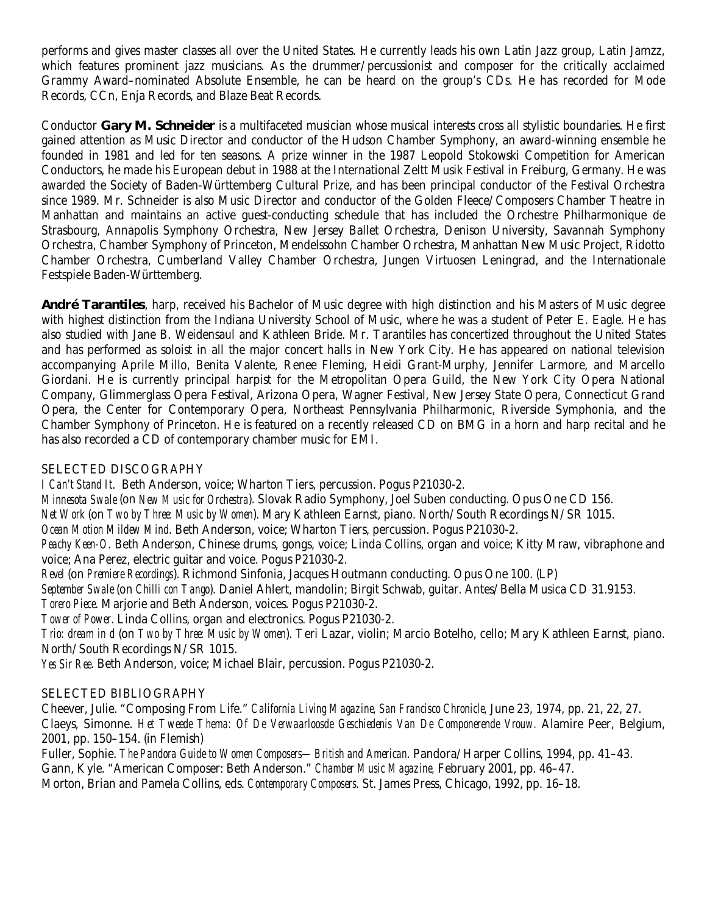performs and gives master classes all over the United States. He currently leads his own Latin Jazz group, Latin Jamzz, which features prominent jazz musicians. As the drummer/percussionist and composer for the critically acclaimed Grammy Award–nominated Absolute Ensemble, he can be heard on the group's CDs. He has recorded for Mode Records, CCn, Enja Records, and Blaze Beat Records.

Conductor **Gary M. Schneider** is a multifaceted musician whose musical interests cross all stylistic boundaries. He first gained attention as Music Director and conductor of the Hudson Chamber Symphony, an award-winning ensemble he founded in 1981 and led for ten seasons. A prize winner in the 1987 Leopold Stokowski Competition for American Conductors, he made his European debut in 1988 at the International Zeltt Musik Festival in Freiburg, Germany. He was awarded the Society of Baden-Württemberg Cultural Prize, and has been principal conductor of the Festival Orchestra since 1989. Mr. Schneider is also Music Director and conductor of the Golden Fleece/Composers Chamber Theatre in Manhattan and maintains an active guest-conducting schedule that has included the Orchestre Philharmonique de Strasbourg, Annapolis Symphony Orchestra, New Jersey Ballet Orchestra, Denison University, Savannah Symphony Orchestra, Chamber Symphony of Princeton, Mendelssohn Chamber Orchestra, Manhattan New Music Project, Ridotto Chamber Orchestra, Cumberland Valley Chamber Orchestra, Jungen Virtuosen Leningrad, and the Internationale Festspiele Baden-Württemberg.

**André Tarantiles**, harp, received his Bachelor of Music degree with high distinction and his Masters of Music degree with highest distinction from the Indiana University School of Music, where he was a student of Peter E. Eagle. He has also studied with Jane B. Weidensaul and Kathleen Bride. Mr. Tarantiles has concertized throughout the United States and has performed as soloist in all the major concert halls in New York City. He has appeared on national television accompanying Aprile Millo, Benita Valente, Renee Fleming, Heidi Grant-Murphy, Jennifer Larmore, and Marcello Giordani. He is currently principal harpist for the Metropolitan Opera Guild, the New York City Opera National Company, Glimmerglass Opera Festival, Arizona Opera, Wagner Festival, New Jersey State Opera, Connecticut Grand Opera, the Center for Contemporary Opera, Northeast Pennsylvania Philharmonic, Riverside Symphonia, and the Chamber Symphony of Princeton. He is featured on a recently released CD on BMG in a horn and harp recital and he has also recorded a CD of contemporary chamber music for EMI.

## SELECTED DISCOGRAPHY

*I Can't Stand It*. Beth Anderson, voice; Wharton Tiers, percussion. Pogus P21030-2.
*Minnesota Swale* (on *New Music for Orchestra*). Slovak Radio Symphony, Joel Suben conducting. Opus One CD 156.
*Net Work* (on *Two by Three: Music by Women*). Mary Kathleen Earnst, piano. North/South Recordings N/SR 1015.
*Ocean Motion Mildew Mind*. Beth Anderson, voice; Wharton Tiers, percussion. Pogus P21030-2.
*Peachy Keen-O*. Beth Anderson, Chinese drums, gongs, voice; Linda Collins, organ and voice; Kitty Mraw, vibraphone and voice; Ana Perez, electric guitar and voice. Pogus P21030-2.
*Revel* (on *Premiere Recordings*). Richmond Sinfonia, Jacques Houtmann conducting. Opus One 100. (LP)
*September Swale* (on *Chilli con Tango*). Daniel Ahlert, mandolin; Birgit Schwab, guitar. Antes/Bella Musica CD 31.9153.
*Torero Piece*. Marjorie and Beth Anderson, voices. Pogus P21030-2.
*Tower of Power*. Linda Collins, organ and electronics. Pogus P21030-2.
*Trio: dream in d* (on *Two by Three: Music by Women*). Teri Lazar, violin; Marcio Botelho, cello; Mary Kathleen Earnst, piano. North/South Recordings N/SR 1015.
*Yes Sir Ree*. Beth Anderson, voice; Michael Blair, percussion. Pogus P21030-2.

## SELECTED BIBLIOGRAPHY

Cheever, Julie. "Composing From Life." *California Living Magazine, San Francisco Chronicle,* June 23, 1974, pp. 21, 22, 27.
Claeys, Simonne. *Het Tweede Thema: Of De Verwaarloosde Geschiedenis Van De Componerende Vrouw.* Alamire Peer, Belgium, 2001, pp. 150–154. (in Flemish)
Fuller, Sophie. *The Pandora Guide to Women Composers—British and American.* Pandora/Harper Collins, 1994, pp. 41–43.
Gann, Kyle. "American Composer: Beth Anderson." *Chamber Music Magazine,* February 2001, pp. 46–47.
Morton, Brian and Pamela Collins, eds. *Contemporary Composers.* St. James Press, Chicago, 1992, pp. 16–18.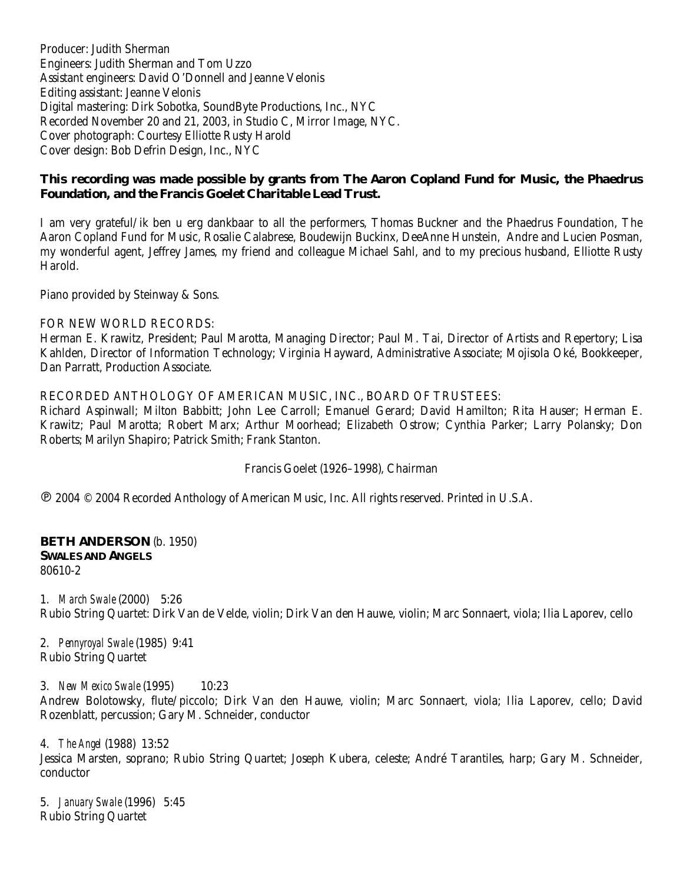Producer: Judith Sherman
Engineers: Judith Sherman and Tom Uzzo
Assistant engineers: David O'Donnell and Jeanne Velonis
Editing assistant: Jeanne Velonis
Digital mastering: Dirk Sobotka, SoundByte Productions, Inc., NYC
Recorded November 20 and 21, 2003, in Studio C, Mirror Image, NYC.
Cover photograph: Courtesy Elliotte Rusty Harold
Cover design: Bob Defrin Design, Inc., NYC

**This recording was made possible by grants from The Aaron Copland Fund for Music, the Phaedrus Foundation, and the Francis Goelet Charitable Lead Trust.**

I am very grateful/ik ben u erg dankbaar to all the performers, Thomas Buckner and the Phaedrus Foundation, The Aaron Copland Fund for Music, Rosalie Calabrese, Boudewijn Buckinx, DeeAnne Hunstein, Andre and Lucien Posman, my wonderful agent, Jeffrey James, my friend and colleague Michael Sahl, and to my precious husband, Elliotte Rusty Harold.

Piano provided by Steinway & Sons.

FOR NEW WORLD RECORDS:
Herman E. Krawitz, President; Paul Marotta, Managing Director; Paul M. Tai, Director of Artists and Repertory; Lisa Kahlden, Director of Information Technology; Virginia Hayward, Administrative Associate; Mojisola Oké, Bookkeeper, Dan Parratt, Production Associate.

RECORDED ANTHOLOGY OF AMERICAN MUSIC, INC., BOARD OF TRUSTEES:
Richard Aspinwall; Milton Babbitt; John Lee Carroll; Emanuel Gerard; David Hamilton; Rita Hauser; Herman E. Krawitz; Paul Marotta; Robert Marx; Arthur Moorhead; Elizabeth Ostrow; Cynthia Parker; Larry Polansky; Don Roberts; Marilyn Shapiro; Patrick Smith; Frank Stanton.

Francis Goelet (1926–1998), Chairman

℗ 2004 © 2004 Recorded Anthology of American Music, Inc. All rights reserved. Printed in U.S.A.

**BETH ANDERSON** (b. 1950)
**SWALES AND ANGELS**
80610-2

1. *March Swale* (2000) 5:26
Rubio String Quartet: Dirk Van de Velde, violin; Dirk Van den Hauwe, violin; Marc Sonnaert, viola; Ilia Laporev, cello

2. *Pennyroyal Swale* (1985) 9:41
Rubio String Quartet

3. *New Mexico Swale* (1995) 10:23
Andrew Bolotowsky, flute/piccolo; Dirk Van den Hauwe, violin; Marc Sonnaert, viola; Ilia Laporev, cello; David Rozenblatt, percussion; Gary M. Schneider, conductor

4. *The Angel* (1988) 13:52
Jessica Marsten, soprano; Rubio String Quartet; Joseph Kubera, celeste; André Tarantiles, harp; Gary M. Schneider, conductor

5. *January Swale* (1996) 5:45
Rubio String Quartet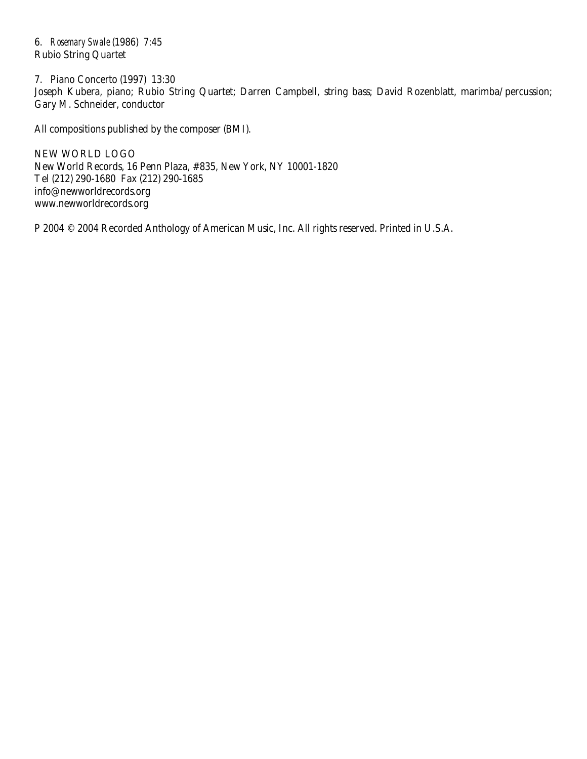6. *Rosemary Swale* (1986) 7:45
Rubio String Quartet

7. Piano Concerto (1997) 13:30
Joseph Kubera, piano; Rubio String Quartet; Darren Campbell, string bass; David Rozenblatt, marimba/percussion; Gary M. Schneider, conductor

All compositions published by the composer (BMI).

NEW WORLD LOGO
New World Records, 16 Penn Plaza, #835, New York, NY 10001-1820
Tel (212) 290-1680 Fax (212) 290-1685
info@newworldrecords.org
www.newworldrecords.org

P 2004 © 2004 Recorded Anthology of American Music, Inc. All rights reserved. Printed in U.S.A.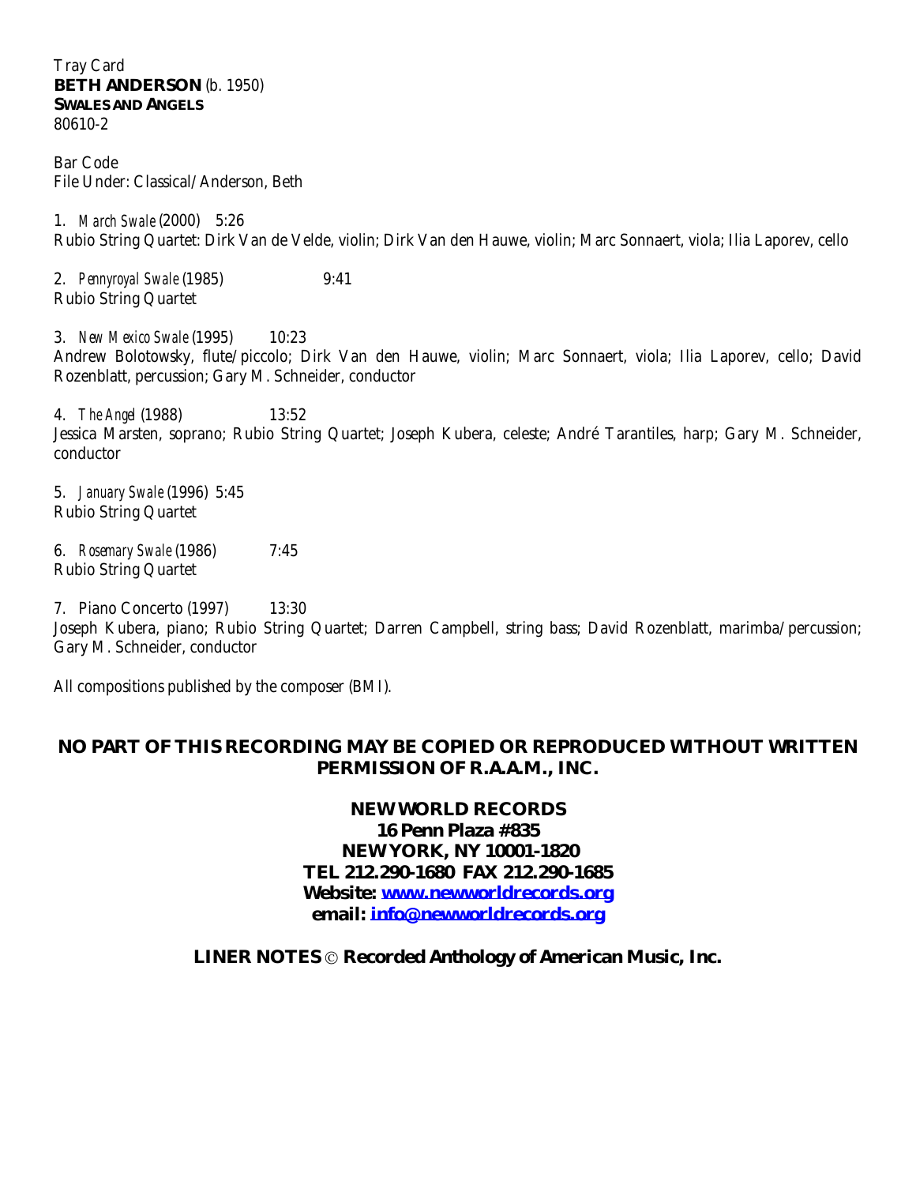Tray Card

**BETH ANDERSON** (b. 1950)

**SWALES AND ANGELS**

80610-2

Bar Code

File Under: Classical/Anderson, Beth

1. *March Swale* (2000) 5:26

Rubio String Quartet: Dirk Van de Velde, violin; Dirk Van den Hauwe, violin; Marc Sonnaert, viola; Ilia Laporev, cello

2. *Pennyroyal Swale* (1985) 9:41

Rubio String Quartet

3. *New Mexico Swale* (1995) 10:23

Andrew Bolotowsky, flute/piccolo; Dirk Van den Hauwe, violin; Marc Sonnaert, viola; Ilia Laporev, cello; David Rozenblatt, percussion; Gary M. Schneider, conductor

4. *The Angel* (1988) 13:52

Jessica Marsten, soprano; Rubio String Quartet; Joseph Kubera, celeste; André Tarantiles, harp; Gary M. Schneider, conductor

5. *January Swale* (1996) 5:45

Rubio String Quartet

6. *Rosemary Swale* (1986) 7:45

Rubio String Quartet

7. Piano Concerto (1997) 13:30

Joseph Kubera, piano; Rubio String Quartet; Darren Campbell, string bass; David Rozenblatt, marimba/percussion; Gary M. Schneider, conductor

All compositions published by the composer (BMI).

**NO PART OF THIS RECORDING MAY BE COPIED OR REPRODUCED WITHOUT WRITTEN PERMISSION OF R.A.A.M., INC.**

**NEW WORLD RECORDS**
**16 Penn Plaza #835**
**NEW YORK, NY 10001-1820**
**TEL 212.290-1680 FAX 212.290-1685**
**Website: www.newworldrecords.org**
**email: info@newworldrecords.org**

**LINER NOTES © Recorded Anthology of American Music, Inc.**